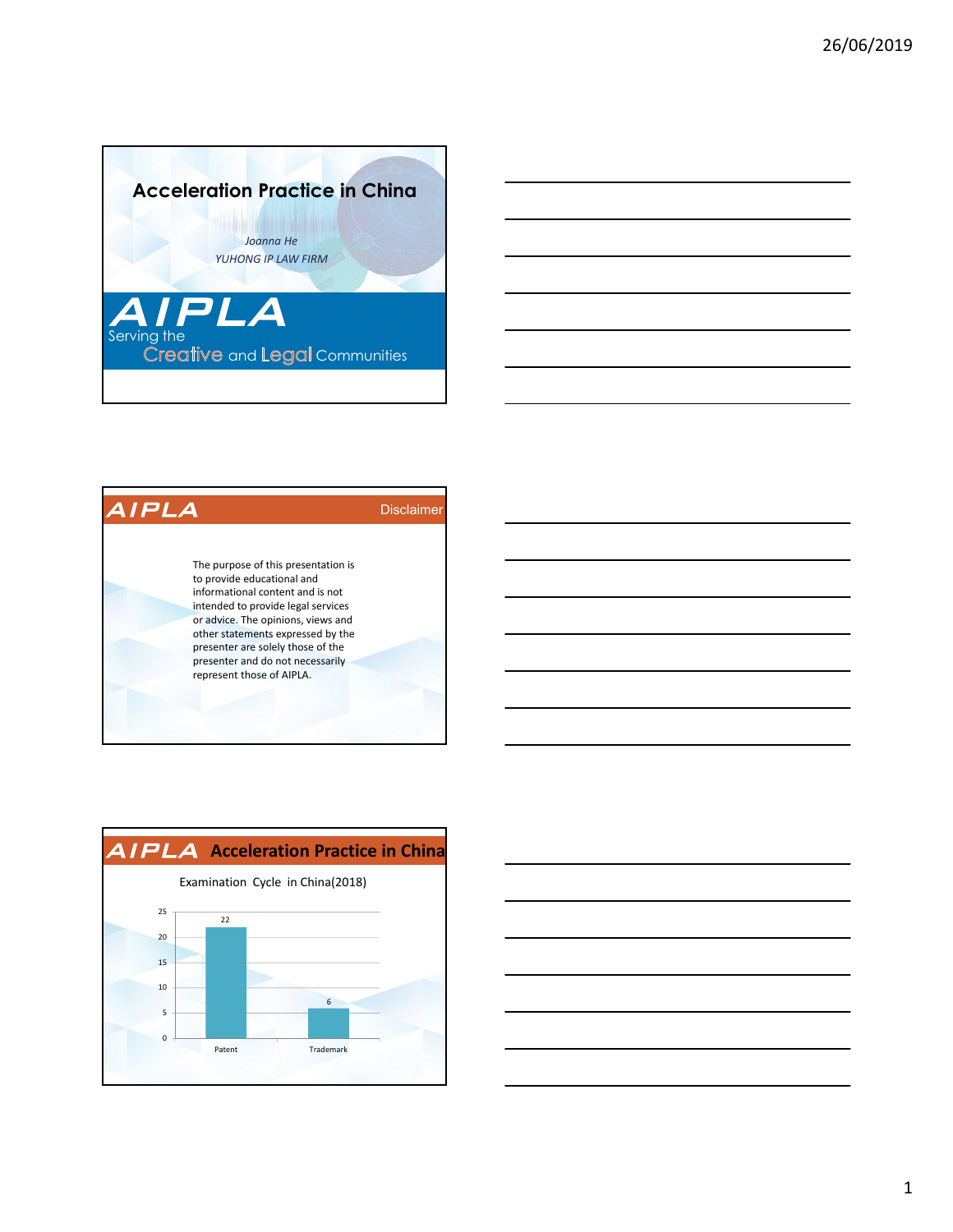# Acceleration Practice in China

*Joanna He*

*YUHONG IP LAW FIRM*

AIPLA
Serving the Creative and Legal Communities

---

## Disclaimer

The purpose of this presentation is to provide educational and informational content and is not intended to provide legal services or advice. The opinions, views and other statements expressed by the presenter are solely those of the presenter and do not necessarily represent those of AIPLA.

---

## Acceleration Practice in China

Examination Cycle in China(2018)

| | Value |
|---|---|
| Patent | 22 |
| Trademark | 6 |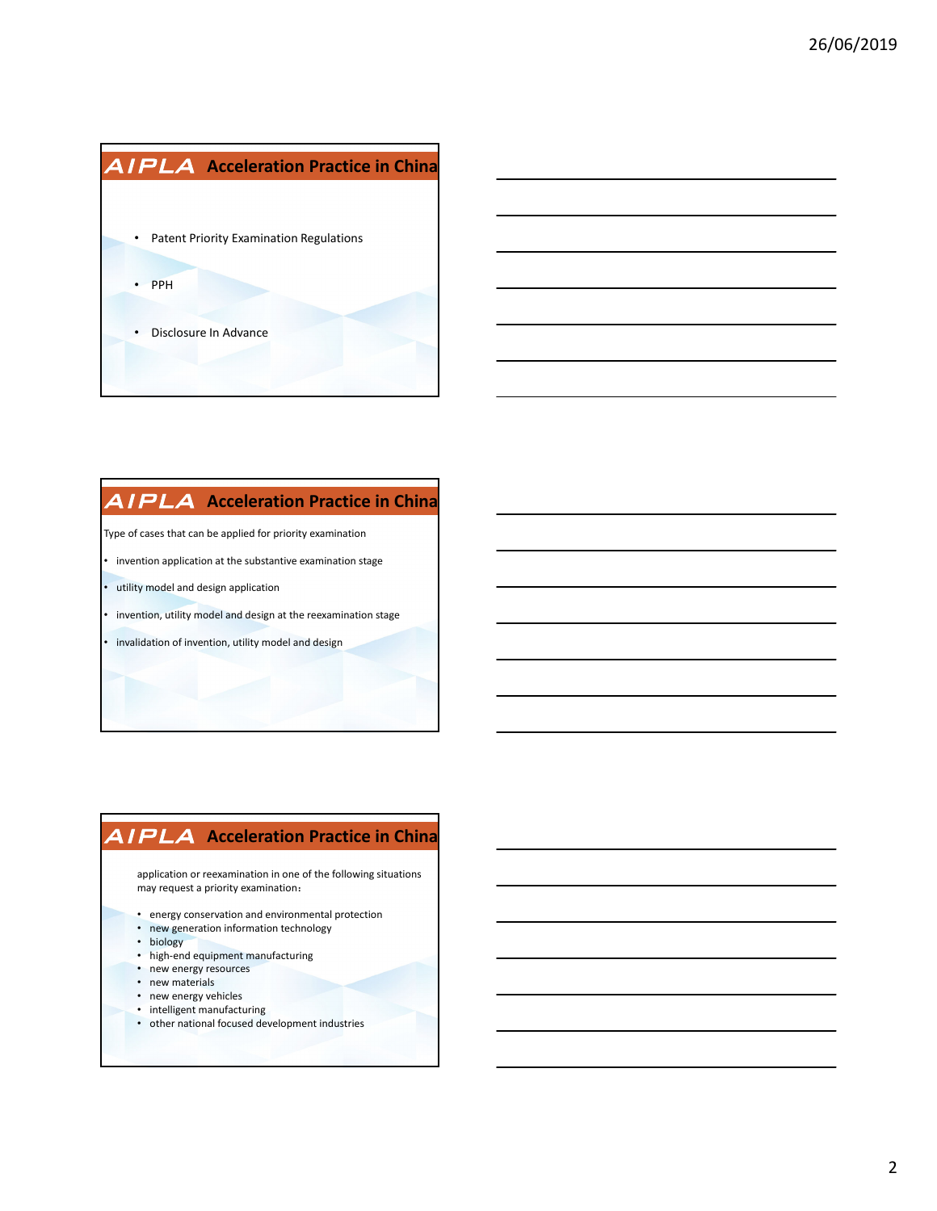## AIPLA Acceleration Practice in China

- Patent Priority Examination Regulations
- PPH
- Disclosure In Advance

## AIPLA Acceleration Practice in China

Type of cases that can be applied for priority examination

- invention application at the substantive examination stage
- utility model and design application
- invention, utility model and design at the reexamination stage
- invalidation of invention, utility model and design

## AIPLA Acceleration Practice in China

application or reexamination in one of the following situations may request a priority examination：

- energy conservation and environmental protection
- new generation information technology
- biology
- high-end equipment manufacturing
- new energy resources
- new materials
- new energy vehicles
- intelligent manufacturing
- other national focused development industries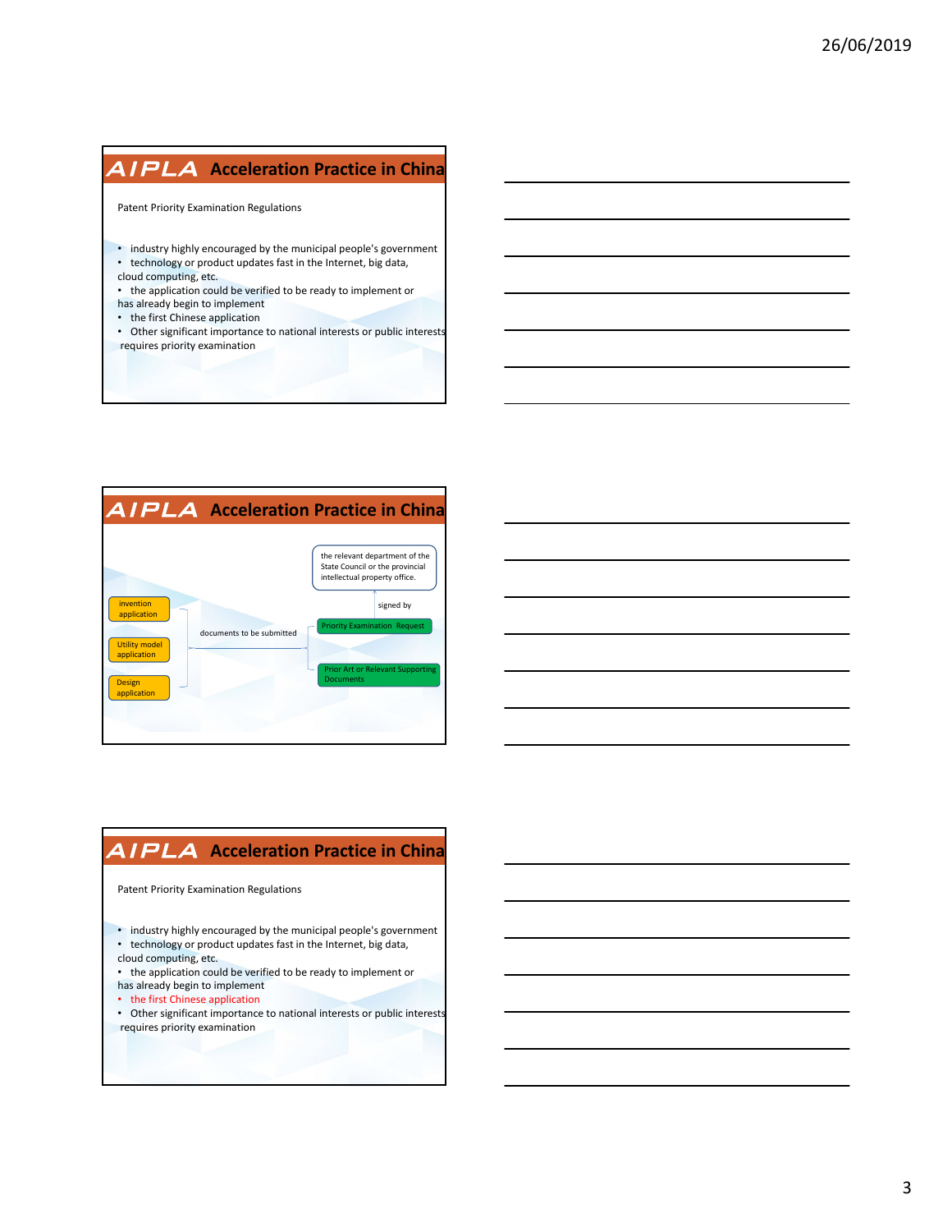## AIPLA Acceleration Practice in China

Patent Priority Examination Regulations

- industry highly encouraged by the municipal people's government
- technology or product updates fast in the Internet, big data, cloud computing, etc.
- the application could be verified to be ready to implement or has already begin to implement
- the first Chinese application
- Other significant importance to national interests or public interests requires priority examination

## AIPLA Acceleration Practice in China

- invention application
- Utility model application
- Design application

documents to be submitted:

- Priority Examination Request — signed by the relevant department of the State Council or the provincial intellectual property office.
- Prior Art or Relevant Supporting Documents

## AIPLA Acceleration Practice in China

Patent Priority Examination Regulations

- industry highly encouraged by the municipal people's government
- technology or product updates fast in the Internet, big data, cloud computing, etc.
- the application could be verified to be ready to implement or has already begin to implement
- the first Chinese application
- Other significant importance to national interests or public interests requires priority examination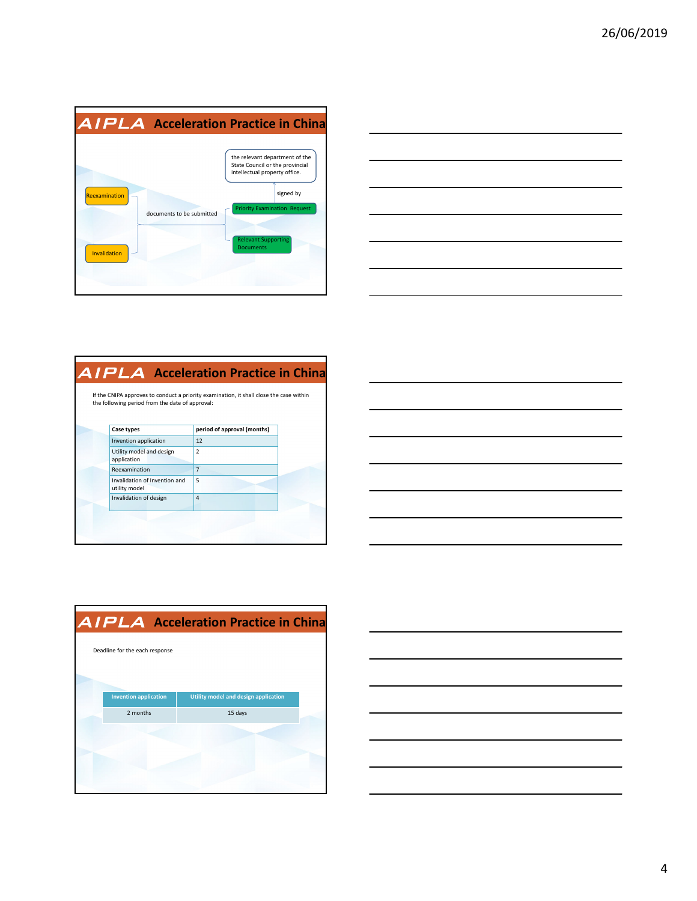## AIPLA Acceleration Practice in China

Reexamination

Invalidation

documents to be submitted

Priority Examination Request

signed by

the relevant department of the State Council or the provincial intellectual property office.

Relevant Supporting Documents

## AIPLA Acceleration Practice in China

If the CNIPA approves to conduct a priority examination, it shall close the case within the following period from the date of approval:

| Case types | period of approval (months) |
|---|---|
| Invention application | 12 |
| Utility model and design application | 2 |
| Reexamination | 7 |
| Invalidation of Invention and utility model | 5 |
| Invalidation of design | 4 |

## AIPLA Acceleration Practice in China

Deadline for the each response

| Invention application | Utility model and design application |
|---|---|
| 2 months | 15 days |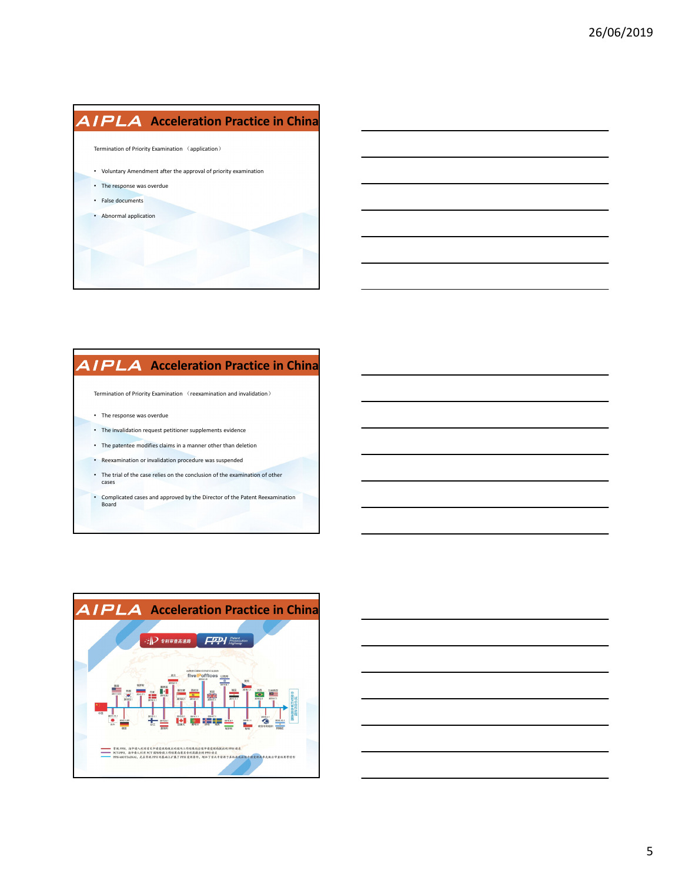## Acceleration Practice in China

Termination of Priority Examination （application）

- Voluntary Amendment after the approval of priority examination
- The response was overdue
- False documents
- Abnormal application

## Acceleration Practice in China

Termination of Priority Examination （reexamination and invalidation）

- The response was overdue
- The invalidation request petitioner supplements evidence
- The patentee modifies claims in a manner other than deletion
- Reexamination or invalidation procedure was suspended
- The trial of the case relies on the conclusion of the examination of other cases
- Complicated cases and approved by the Director of the Patent Reexamination Board

## Acceleration Practice in China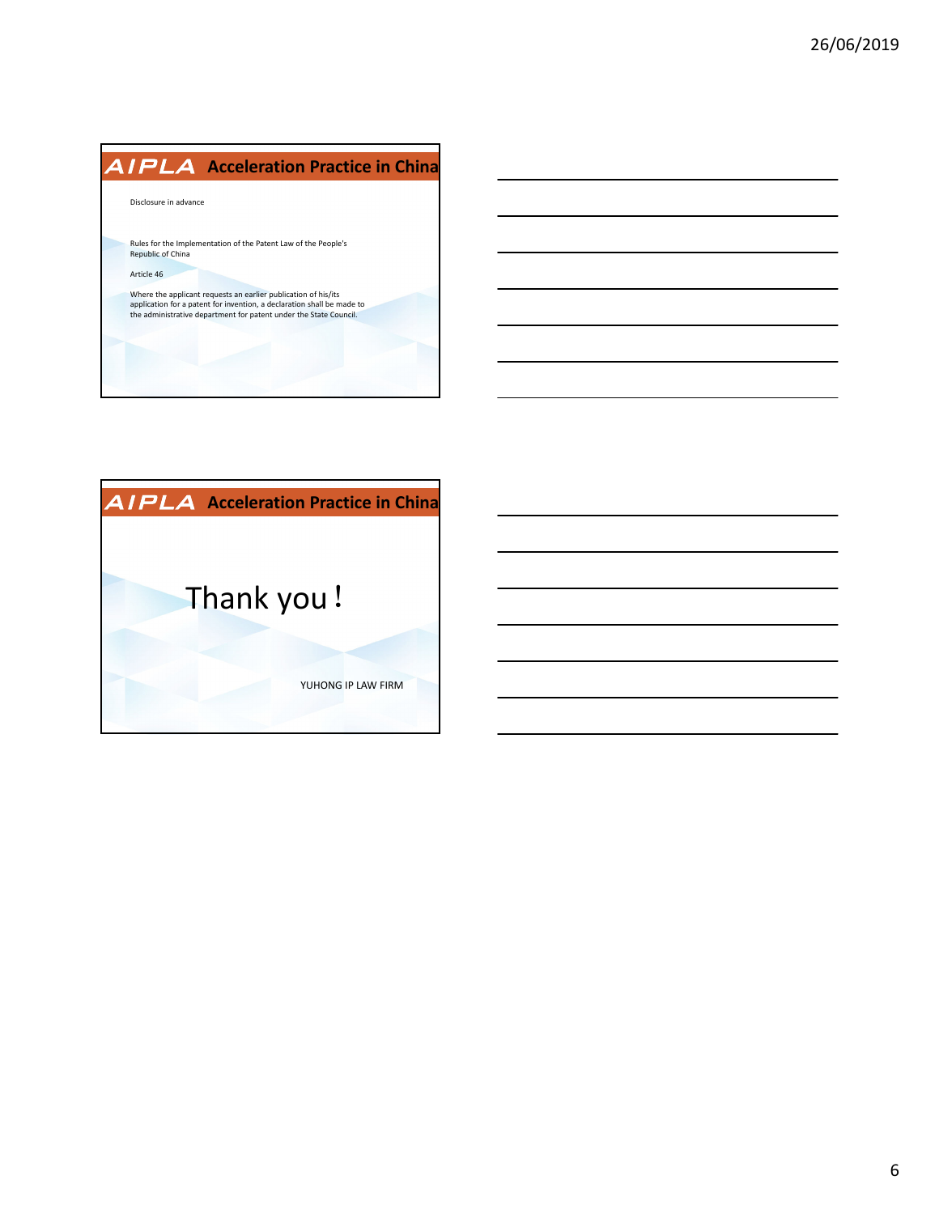## AIPLA Acceleration Practice in China

Disclosure in advance

Rules for the Implementation of the Patent Law of the People's Republic of China

Article 46

Where the applicant requests an earlier publication of his/its application for a patent for invention, a declaration shall be made to the administrative department for patent under the State Council.

## AIPLA Acceleration Practice in China

Thank you！

YUHONG IP LAW FIRM